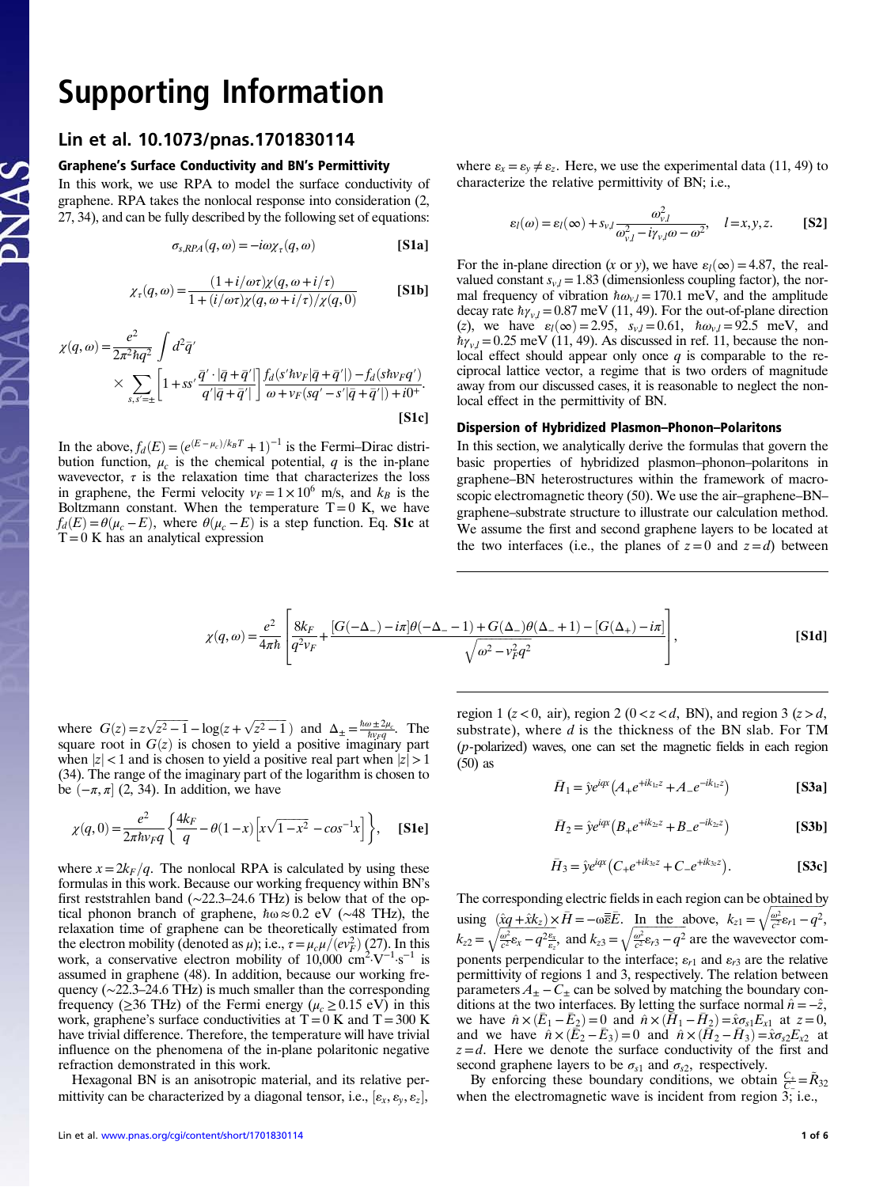# Supporting Information

## Lin et al. 10.1073/pnas.1701830114

### Graphene's Surface Conductivity and BN's Permittivity

In this work, we use RPA to model the surface conductivity of graphene. RPA takes the nonlocal response into consideration (2, 27, 34), and can be fully described by the following set of equations:

$$\sigma_{s,RPA}(q,\omega) = -i\omega\chi_\tau(q,\omega) \quad \textbf{[S1a]}$$

$$\chi_\tau(q,\omega) = \frac{(1+i/\omega\tau)\chi(q,\omega+i/\tau)}{1+(i/\omega\tau)\chi(q,\omega+i/\tau)/\chi(q,0)} \quad \textbf{[S1b]}$$

$$\chi(q,\omega) = \frac{e^2}{2\pi^2\hbar q^2}\int d^2\bar{q}' \times \sum_{s,s'=\pm}\left[1+ss'\frac{\bar{q}'\cdot|\bar{q}+\bar{q}'|}{q'|\bar{q}+\bar{q}'|}\right]\frac{f_d(s'\hbar v_F|\bar{q}+\bar{q}'|)-f_d(s\hbar v_F q')}{\omega+v_F(sq'-s'|\bar{q}+\bar{q}'|)+i0^+}. \quad \textbf{[S1c]}$$

In the above, $f_d(E)=(e^{(E-\mu_c)/k_BT}+1)^{-1}$ is the Fermi–Dirac distribution function, $\mu_c$ is the chemical potential, $q$ is the in-plane wavevector, $\tau$ is the relaxation time that characterizes the loss in graphene, the Fermi velocity $v_F = 1\times10^6$ m/s, and $k_B$ is the Boltzmann constant. When the temperature $T=0$ K, we have $f_d(E)=\theta(\mu_c-E)$, where $\theta(\mu_c-E)$ is a step function. Eq. **S1c** at $T=0$ K has an analytical expression

$$\chi(q,\omega) = \frac{e^2}{4\pi\hbar}\left[\frac{8k_F}{q^2v_F}+\frac{[G(-\Delta_-)-i\pi]\theta(-\Delta_--1)+G(\Delta_-)\theta(\Delta_-+1)-[G(\Delta_+)-i\pi]}{\sqrt{\omega^2-v_F^2q^2}}\right], \quad \textbf{[S1d]}$$

where $G(z)=z\sqrt{z^2-1}-\log(z+\sqrt{z^2-1})$ and $\Delta_\pm=\frac{\hbar\omega\pm2\mu_c}{\hbar v_F q}$. The square root in $G(z)$ is chosen to yield a positive imaginary part when $|z|<1$ and is chosen to yield a positive real part when $|z|>1$ (34). The range of the imaginary part of the logarithm is chosen to be $(-\pi,\pi]$ (2, 34). In addition, we have

$$\chi(q,0)=\frac{e^2}{2\pi\hbar v_F q}\left\{\frac{4k_F}{q}-\theta(1-x)\left[x\sqrt{1-x^2}-\cos^{-1}x\right]\right\}, \quad \textbf{[S1e]}$$

where $x=2k_F/q$. The nonlocal RPA is calculated by using these formulas in this work. Because our working frequency within BN's first reststrahlen band (~22.3–24.6 THz) is below that of the optical phonon branch of graphene, $\hbar\omega\approx0.2$ eV (~48 THz), the relaxation time of graphene can be theoretically estimated from the electron mobility (denoted as $\mu$); i.e., $\tau=\mu_c\mu/(ev_F^2)$ (27). In this work, a conservative electron mobility of 10,000 $cm^2\cdot V^{-1}\cdot s^{-1}$ is assumed in graphene (48). In addition, because our working frequency (~22.3–24.6 THz) is much smaller than the corresponding frequency (≥36 THz) of the Fermi energy ($\mu_c\geq0.15$ eV) in this work, graphene's surface conductivities at $T=0$ K and $T=300$ K have trivial difference. Therefore, the temperature will have trivial influence on the phenomena of the in-plane polaritonic negative refraction demonstrated in this work.

Hexagonal BN is an anisotropic material, and its relative permittivity can be characterized by a diagonal tensor, i.e., $[\varepsilon_x,\varepsilon_y,\varepsilon_z]$, where $\varepsilon_x=\varepsilon_y\neq\varepsilon_z$. Here, we use the experimental data (11, 49) to characterize the relative permittivity of BN; i.e.,

$$\varepsilon_l(\omega)=\varepsilon_l(\infty)+s_{v,l}\frac{\omega_{v,l}^2}{\omega_{v,l}^2-i\gamma_{v,l}\omega-\omega^2}, \quad l=x,y,z. \quad \textbf{[S2]}$$

For the in-plane direction ($x$ or $y$), we have $\varepsilon_l(\infty)=4.87$, the real-valued constant $s_{v,l}=1.83$ (dimensionless coupling factor), the normal frequency of vibration $\hbar\omega_{v,l}=170.1$ meV, and the amplitude decay rate $\hbar\gamma_{v,l}=0.87$ meV (11, 49). For the out-of-plane direction ($z$), we have $\varepsilon_l(\infty)=2.95$, $s_{v,l}=0.61$, $\hbar\omega_{v,l}=92.5$ meV, and $\hbar\gamma_{v,l}=0.25$ meV (11, 49). As discussed in ref. 11, because the nonlocal effect should appear only once $q$ is comparable to the reciprocal lattice vector, a regime that is two orders of magnitude away from our discussed cases, it is reasonable to neglect the nonlocal effect in the permittivity of BN.

### Dispersion of Hybridized Plasmon–Phonon–Polaritons

In this section, we analytically derive the formulas that govern the basic properties of hybridized plasmon–phonon–polaritons in graphene–BN heterostructures within the framework of macroscopic electromagnetic theory (50). We use the air–graphene–BN–graphene–substrate structure to illustrate our calculation method. We assume the first and second graphene layers to be located at the two interfaces (i.e., the planes of $z=0$ and $z=d$) between region 1 ($z<0$, air), region 2 ($0<z<d$, BN), and region 3 ($z>d$, substrate), where $d$ is the thickness of the BN slab. For TM ($p$-polarized) waves, one can set the magnetic fields in each region (50) as

$$\bar{H}_1=\hat{y}e^{iqx}\left(A_+e^{+ik_{1z}z}+A_-e^{-ik_{1z}z}\right) \quad \textbf{[S3a]}$$

$$\bar{H}_2=\hat{y}e^{iqx}\left(B_+e^{+ik_{2z}z}+B_-e^{-ik_{2z}z}\right) \quad \textbf{[S3b]}$$

$$\bar{H}_3=\hat{y}e^{iqx}\left(C_+e^{+ik_{3z}z}+C_-e^{-ik_{3z}z}\right). \quad \textbf{[S3c]}$$

The corresponding electric fields in each region can be obtained by using $(\hat{x}q+\hat{x}k_z)\times\bar{H}=-\omega\bar{\bar{\varepsilon}}\bar{E}$. In the above, $k_{z1}=\sqrt{\frac{\omega^2}{c^2}\varepsilon_{r1}-q^2}$, $k_{z2}=\sqrt{\frac{\omega^2}{c^2}\varepsilon_x-q^2\frac{\varepsilon_x}{\varepsilon_z}}$, and $k_{z3}=\sqrt{\frac{\omega^2}{c^2}\varepsilon_{r3}-q^2}$ are the wavevector components perpendicular to the interface; $\varepsilon_{r1}$ and $\varepsilon_{r3}$ are the relative permittivity of regions 1 and 3, respectively. The relation between parameters $A_\pm-C_\pm$ can be solved by matching the boundary conditions at the two interfaces. By letting the surface normal $\hat{n}=-\hat{z}$, we have $\hat{n}\times(\bar{E}_1-\bar{E}_2)=0$ and $\hat{n}\times(\bar{H}_1-\bar{H}_2)=\hat{x}\sigma_{s1}E_{x1}$ at $z=0$, and we have $\hat{n}\times(\bar{E}_2-\bar{E}_3)=0$ and $\hat{n}\times(\bar{H}_2-\bar{H}_3)=\hat{x}\sigma_{s2}E_{x2}$ at $z=d$. Here we denote the surface conductivity of the first and second graphene layers to be $\sigma_{s1}$ and $\sigma_{s2}$, respectively.

By enforcing these boundary conditions, we obtain $\frac{C_+}{C_-}=\tilde{R}_{32}$ when the electromagnetic wave is incident from region 3; i.e.,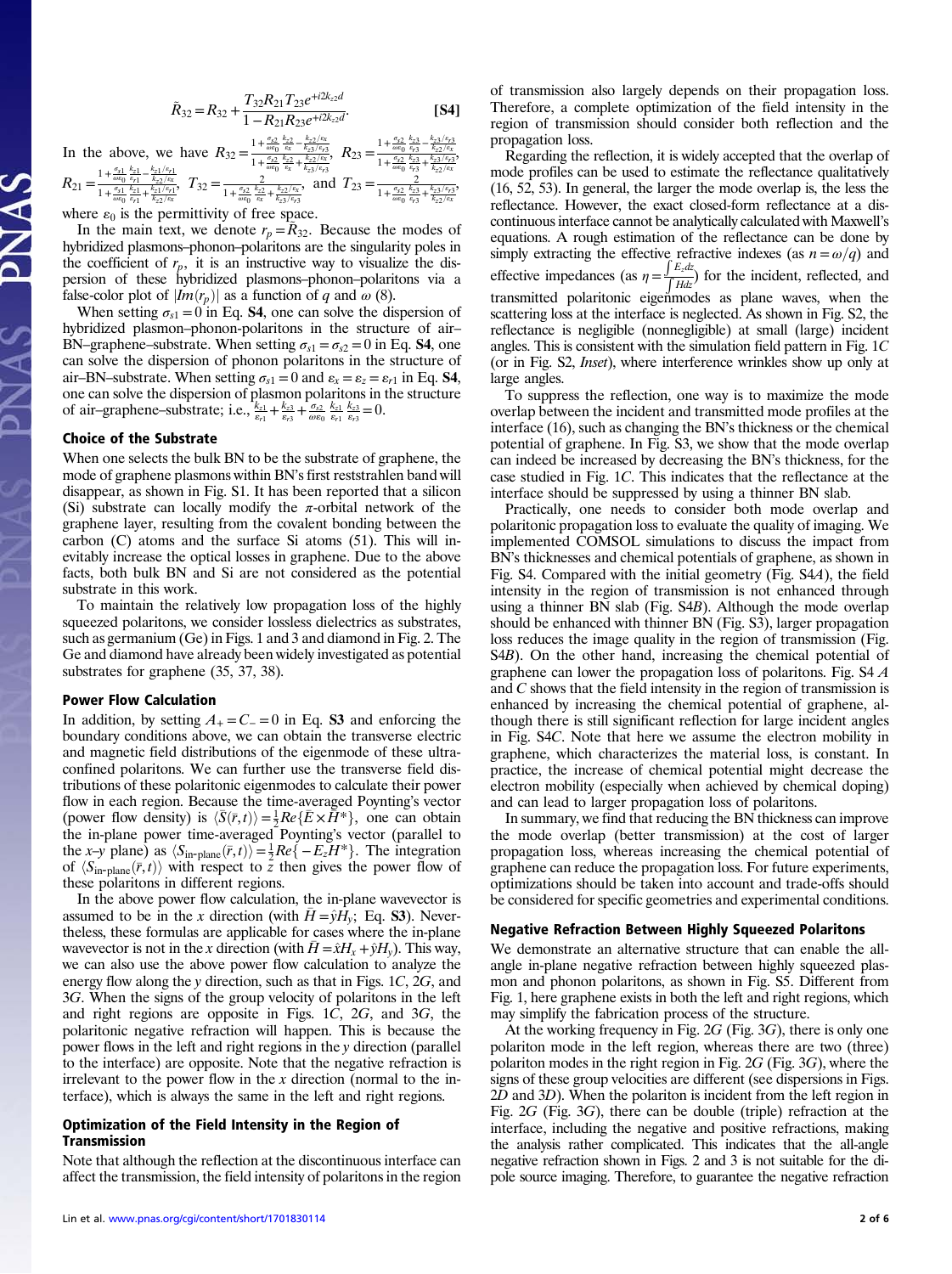$$\tilde{R}_{32} = R_{32} + \frac{T_{32} R_{21} T_{23} e^{+i2k_{z2}d}}{1 - R_{21} R_{23} e^{+i2k_{z2}d}}. \quad \textbf{[S4]}$$

In the above, we have $R_{32} = \frac{1+\frac{\sigma_{s2}}{\omega\varepsilon_0}\frac{k_{z2}}{\varepsilon_x} - \frac{k_{z2}/\varepsilon_x}{k_{z3}/\varepsilon_{r3}}}{1+\frac{\sigma_{s2}}{\omega\varepsilon_0}\frac{k_{z2}}{\varepsilon_x} + \frac{k_{z2}/\varepsilon_x}{k_{z3}/\varepsilon_{r3}}}$, $R_{23} = \frac{1+\frac{\sigma_{s2}}{\omega\varepsilon_0}\frac{k_{z3}}{\varepsilon_{r3}} - \frac{k_{z3}/\varepsilon_{r3}}{k_{z2}/\varepsilon_x}}{1+\frac{\sigma_{s2}}{\omega\varepsilon_0}\frac{k_{z3}}{\varepsilon_{r3}} + \frac{k_{z3}/\varepsilon_{r3}}{k_{z2}/\varepsilon_x}}$, $R_{21} = \frac{1+\frac{\sigma_{s1}}{\omega\varepsilon_0}\frac{k_{z1}}{\varepsilon_{r1}} - \frac{k_{z1}/\varepsilon_{r1}}{k_{z2}/\varepsilon_x}}{1+\frac{\sigma_{s1}}{\omega\varepsilon_0}\frac{k_{z1}}{\varepsilon_{r1}} + \frac{k_{z1}/\varepsilon_{r1}}{k_{z2}/\varepsilon_x}}$, $T_{32} = \frac{2}{1+\frac{\sigma_{s2}}{\omega\varepsilon_0}\frac{k_{z2}}{\varepsilon_x} + \frac{k_{z2}/\varepsilon_x}{k_{z3}/\varepsilon_{r3}}}$, and $T_{23} = \frac{2}{1+\frac{\sigma_{s2}}{\omega\varepsilon_0}\frac{k_{z3}}{\varepsilon_{r3}} + \frac{k_{z3}/\varepsilon_{r3}}{k_{z2}/\varepsilon_x}}$, where $\varepsilon_0$ is the permittivity of free space.

In the main text, we denote $r_p = \tilde{R}_{32}$. Because the modes of hybridized plasmons–phonon–polaritons are the singularity poles in the coefficient of $r_p$, it is an instructive way to visualize the dispersion of these hybridized plasmons–phonon–polaritons via a false-color plot of $|Im(r_p)|$ as a function of $q$ and $\omega$ (8).

When setting $\sigma_{s1} = 0$ in Eq. **S4**, one can solve the dispersion of hybridized plasmon–phonon–polaritons in the structure of air–BN–graphene–substrate. When setting $\sigma_{s1} = \sigma_{s2} = 0$ in Eq. **S4**, one can solve the dispersion of phonon polaritons in the structure of air–BN–substrate. When setting $\sigma_{s1} = 0$ and $\varepsilon_x = \varepsilon_z = \varepsilon_{r1}$ in Eq. **S4**, one can solve the dispersion of plasmon polaritons in the structure of air–graphene–substrate; i.e., $\frac{k_{z1}}{\varepsilon_{r1}} + \frac{k_{z3}}{\varepsilon_{r3}} + \frac{\sigma_{s2}}{\omega\varepsilon_0}\frac{k_{z1}}{\varepsilon_{r1}}\frac{k_{z3}}{\varepsilon_{r3}} = 0$.

## Choice of the Substrate

When one selects the bulk BN to be the substrate of graphene, the mode of graphene plasmons within BN's first reststrahlen band will disappear, as shown in Fig. S1. It has been reported that a silicon (Si) substrate can locally modify the $\pi$-orbital network of the graphene layer, resulting from the covalent bonding between the carbon (C) atoms and the surface Si atoms (51). This will inevitably increase the optical losses in graphene. Due to the above facts, both bulk BN and Si are not considered as the potential substrate in this work.

To maintain the relatively low propagation loss of the highly squeezed polaritons, we consider lossless dielectrics as substrates, such as germanium (Ge) in Figs. 1 and 3 and diamond in Fig. 2. The Ge and diamond have already been widely investigated as potential substrates for graphene (35, 37, 38).

## Power Flow Calculation

In addition, by setting $A_+ = C_- = 0$ in Eq. **S3** and enforcing the boundary conditions above, we can obtain the transverse electric and magnetic field distributions of the eigenmode of these ultra-confined polaritons. We can further use the transverse field distributions of these polaritonic eigenmodes to calculate their power flow in each region. Because the time-averaged Poynting's vector (power flow density) is $\langle \bar{S}(\bar{r},t)\rangle = \frac{1}{2}Re\{\bar{E}\times\bar{H}^*\}$, one can obtain the in-plane power time-averaged Poynting's vector (parallel to the $x$–$y$ plane) as $\langle S_{\text{in-plane}}(\bar{r},t)\rangle = \frac{1}{2}Re\{-E_z H^*\}$. The integration of $\langle S_{\text{in-plane}}(\bar{r},t)\rangle$ with respect to $z$ then gives the power flow of these polaritons in different regions.

In the above power flow calculation, the in-plane wavevector is assumed to be in the $x$ direction (with $\bar{H} = \hat{y}H_y$; Eq. **S3**). Nevertheless, these formulas are applicable for cases where the in-plane wavevector is not in the $x$ direction (with $\bar{H} = \hat{x}H_x + \hat{y}H_y$). This way, we can also use the above power flow calculation to analyze the energy flow along the $y$ direction, such as that in Figs. 1*C*, 2*G*, and 3*G*. When the signs of the group velocity of polaritons in the left and right regions are opposite in Figs. 1*C*, 2*G*, and 3*G*, the polaritonic negative refraction will happen. This is because the power flows in the left and right regions in the $y$ direction (parallel to the interface) are opposite. Note that the negative refraction is irrelevant to the power flow in the $x$ direction (normal to the interface), which is always the same in the left and right regions.

## Optimization of the Field Intensity in the Region of Transmission

Note that although the reflection at the discontinuous interface can affect the transmission, the field intensity of polaritons in the region of transmission also largely depends on their propagation loss. Therefore, a complete optimization of the field intensity in the region of transmission should consider both reflection and the propagation loss.

Regarding the reflection, it is widely accepted that the overlap of mode profiles can be used to estimate the reflectance qualitatively (16, 52, 53). In general, the larger the mode overlap is, the less the reflectance. However, the exact closed-form reflectance at a discontinuous interface cannot be analytically calculated with Maxwell's equations. A rough estimation of the reflectance can be done by simply extracting the effective refractive indexes (as $n = \omega/q$) and effective impedances (as $\eta = \frac{\int E_z dz}{\int H dz}$) for the incident, reflected, and transmitted polaritonic eigenmodes as plane waves, when the scattering loss at the interface is neglected. As shown in Fig. S2, the reflectance is negligible (nonnegligible) at small (large) incident angles. This is consistent with the simulation field pattern in Fig. 1*C* (or in Fig. S2, *Inset*), where interference wrinkles show up only at large angles.

To suppress the reflection, one way is to maximize the mode overlap between the incident and transmitted mode profiles at the interface (16), such as changing the BN's thickness or the chemical potential of graphene. In Fig. S3, we show that the mode overlap can indeed be increased by decreasing the BN's thickness, for the case studied in Fig. 1*C*. This indicates that the reflectance at the interface should be suppressed by using a thinner BN slab.

Practically, one needs to consider both mode overlap and polaritonic propagation loss to evaluate the quality of imaging. We implemented COMSOL simulations to discuss the impact from BN's thicknesses and chemical potentials of graphene, as shown in Fig. S4. Compared with the initial geometry (Fig. S4*A*), the field intensity in the region of transmission is not enhanced through using a thinner BN slab (Fig. S4*B*). Although the mode overlap should be enhanced with thinner BN (Fig. S3), larger propagation loss reduces the image quality in the region of transmission (Fig. S4*B*). On the other hand, increasing the chemical potential of graphene can lower the propagation loss of polaritons. Fig. S4 *A* and *C* shows that the field intensity in the region of transmission is enhanced by increasing the chemical potential of graphene, although there is still significant reflection for large incident angles in Fig. S4*C*. Note that here we assume the electron mobility in graphene, which characterizes the material loss, is constant. In practice, the increase of chemical potential might decrease the electron mobility (especially when achieved by chemical doping) and can lead to larger propagation loss of polaritons.

In summary, we find that reducing the BN thickness can improve the mode overlap (better transmission) at the cost of larger propagation loss, whereas increasing the chemical potential of graphene can reduce the propagation loss. For future experiments, optimizations should be taken into account and trade-offs should be considered for specific geometries and experimental conditions.

## Negative Refraction Between Highly Squeezed Polaritons

We demonstrate an alternative structure that can enable the all-angle in-plane negative refraction between highly squeezed plasmon and phonon polaritons, as shown in Fig. S5. Different from Fig. 1, here graphene exists in both the left and right regions, which may simplify the fabrication process of the structure.

At the working frequency in Fig. 2*G* (Fig. 3*G*), there is only one polariton mode in the left region, whereas there are two (three) polariton modes in the right region in Fig. 2*G* (Fig. 3*G*), where the signs of these group velocities are different (see dispersions in Figs. 2*D* and 3*D*). When the polariton is incident from the left region in Fig. 2*G* (Fig. 3*G*), there can be double (triple) refraction at the interface, including the negative and positive refractions, making the analysis rather complicated. This indicates that the all-angle negative refraction shown in Figs. 2 and 3 is not suitable for the dipole source imaging. Therefore, to guarantee the negative refraction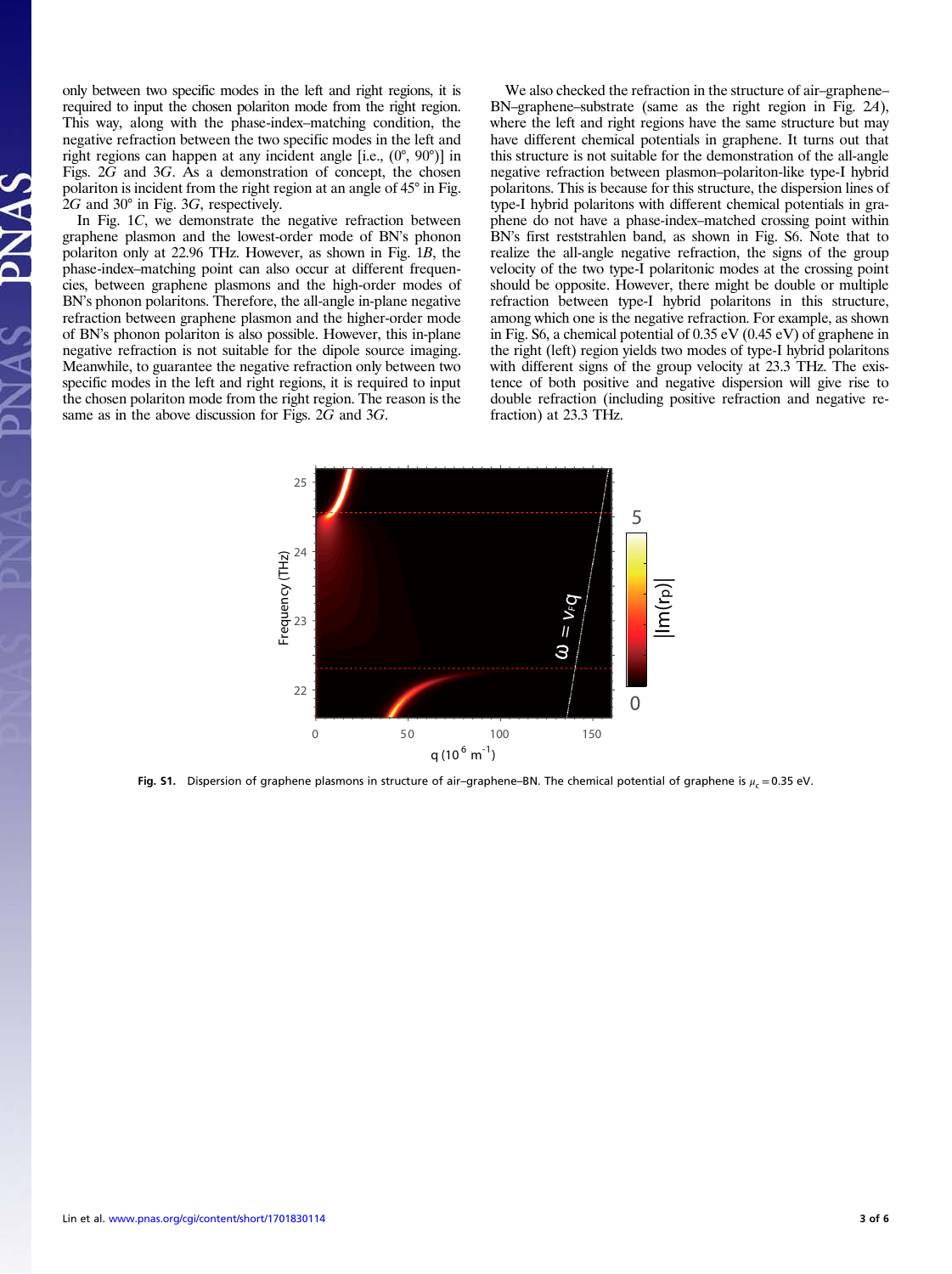only between two specific modes in the left and right regions, it is required to input the chosen polariton mode from the right region. This way, along with the phase-index–matching condition, the negative refraction between the two specific modes in the left and right regions can happen at any incident angle [i.e., (0°, 90°)] in Figs. 2*G* and 3*G*. As a demonstration of concept, the chosen polariton is incident from the right region at an angle of 45° in Fig. 2*G* and 30° in Fig. 3*G*, respectively.

In Fig. 1*C*, we demonstrate the negative refraction between graphene plasmon and the lowest-order mode of BN's phonon polariton only at 22.96 THz. However, as shown in Fig. 1*B*, the phase-index–matching point can also occur at different frequencies, between graphene plasmons and the high-order modes of BN's phonon polaritons. Therefore, the all-angle in-plane negative refraction between graphene plasmon and the higher-order mode of BN's phonon polariton is also possible. However, this in-plane negative refraction is not suitable for the dipole source imaging. Meanwhile, to guarantee the negative refraction only between two specific modes in the left and right regions, it is required to input the chosen polariton mode from the right region. The reason is the same as in the above discussion for Figs. 2*G* and 3*G*.

We also checked the refraction in the structure of air–graphene–BN–graphene–substrate (same as the right region in Fig. 2*A*), where the left and right regions have the same structure but may have different chemical potentials in graphene. It turns out that this structure is not suitable for the demonstration of the all-angle negative refraction between plasmon–polariton-like type-I hybrid polaritons. This is because for this structure, the dispersion lines of type-I hybrid polaritons with different chemical potentials in graphene do not have a phase-index–matched crossing point within BN's first reststrahlen band, as shown in Fig. S6. Note that to realize the all-angle negative refraction, the signs of the group velocity of the two type-I polaritonic modes at the crossing point should be opposite. However, there might be double or multiple refraction between type-I hybrid polaritons in this structure, among which one is the negative refraction. For example, as shown in Fig. S6, a chemical potential of 0.35 eV (0.45 eV) of graphene in the right (left) region yields two modes of type-I hybrid polaritons with different signs of the group velocity at 23.3 THz. The existence of both positive and negative dispersion will give rise to double refraction (including positive refraction and negative refraction) at 23.3 THz.

**Fig. S1.** Dispersion of graphene plasmons in structure of air–graphene–BN. The chemical potential of graphene is $\mu_c = 0.35$ eV.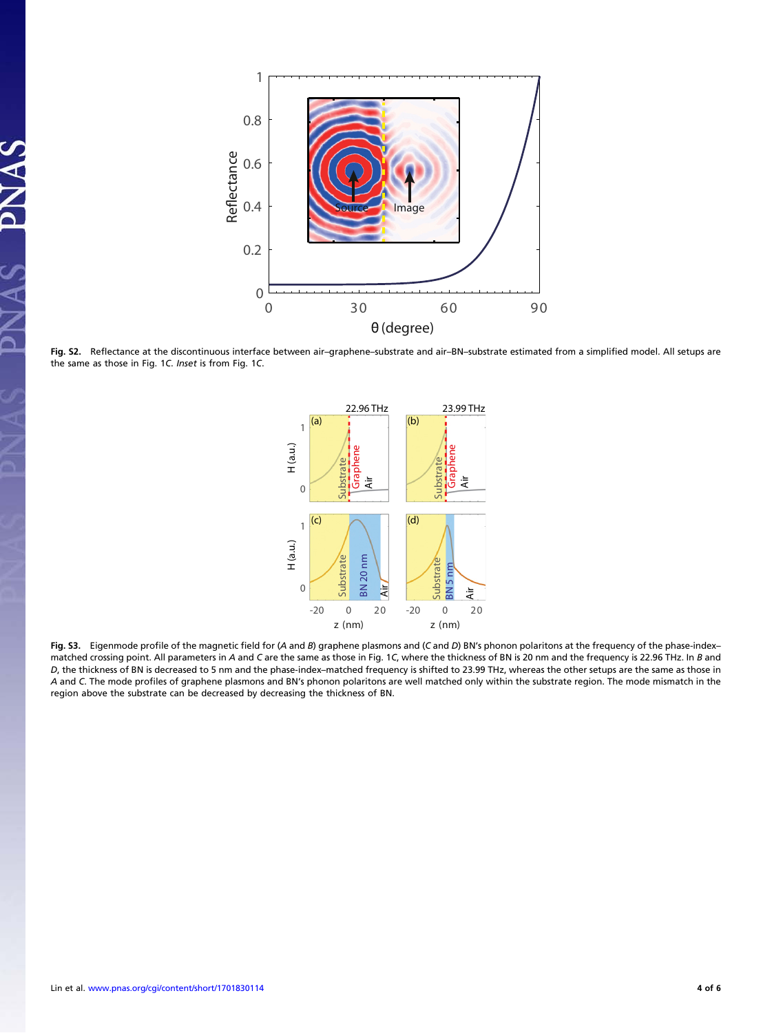**Fig. S2.** Reflectance at the discontinuous interface between air–graphene–substrate and air–BN–substrate estimated from a simplified model. All setups are the same as those in Fig. 1*C*. *Inset* is from Fig. 1*C*.

**Fig. S3.** Eigenmode profile of the magnetic field for (*A* and *B*) graphene plasmons and (*C* and *D*) BN's phonon polaritons at the frequency of the phase-index–matched crossing point. All parameters in *A* and *C* are the same as those in Fig. 1*C*, where the thickness of BN is 20 nm and the frequency is 22.96 THz. In *B* and *D*, the thickness of BN is decreased to 5 nm and the phase-index–matched frequency is shifted to 23.99 THz, whereas the other setups are the same as those in *A* and *C*. The mode profiles of graphene plasmons and BN's phonon polaritons are well matched only within the substrate region. The mode mismatch in the region above the substrate can be decreased by decreasing the thickness of BN.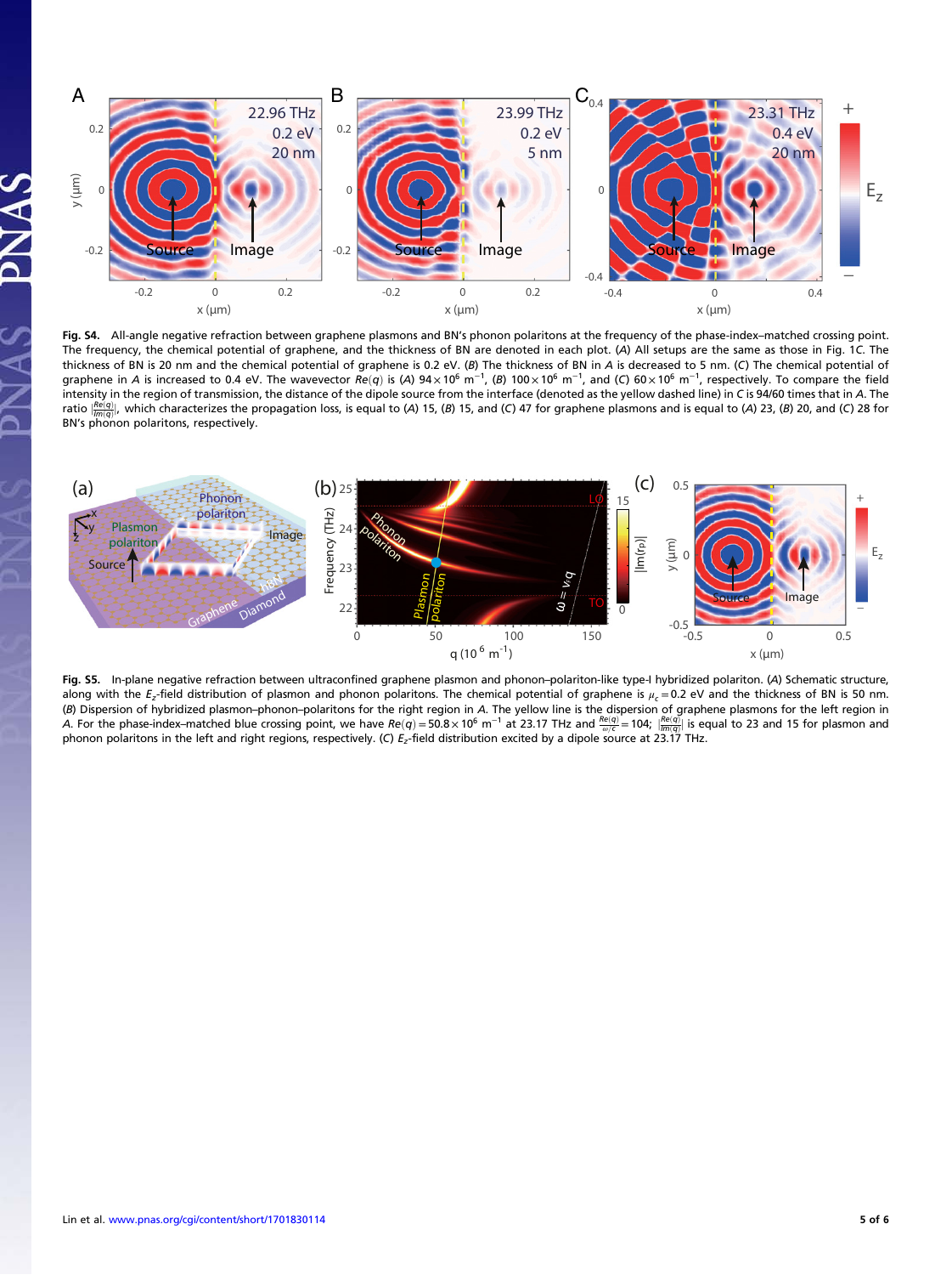**Fig. S4.** All-angle negative refraction between graphene plasmons and BN's phonon polaritons at the frequency of the phase-index–matched crossing point. The frequency, the chemical potential of graphene, and the thickness of BN are denoted in each plot. (*A*) All setups are the same as those in Fig. 1*C*. The thickness of BN is 20 nm and the chemical potential of graphene is 0.2 eV. (*B*) The thickness of BN in *A* is decreased to 5 nm. (*C*) The chemical potential of graphene in *A* is increased to 0.4 eV. The wavevector $Re(q)$ is (*A*) $94 \times 10^6$ m$^{-1}$, (*B*) $100 \times 10^6$ m$^{-1}$, and (*C*) $60 \times 10^6$ m$^{-1}$, respectively. To compare the field intensity in the region of transmission, the distance of the dipole source from the interface (denoted as the yellow dashed line) in *C* is 94/60 times that in *A*. The ratio $\left|\frac{Re(q)}{Im(q)}\right|$, which characterizes the propagation loss, is equal to (*A*) 15, (*B*) 15, and (*C*) 47 for graphene plasmons and is equal to (*A*) 23, (*B*) 20, and (*C*) 28 for BN's phonon polaritons, respectively.

**Fig. S5.** In-plane negative refraction between ultraconfined graphene plasmon and phonon–polariton-like type-I hybridized polariton. (*A*) Schematic structure, along with the $E_z$-field distribution of plasmon and phonon polaritons. The chemical potential of graphene is $\mu_c = 0.2$ eV and the thickness of BN is 50 nm. (*B*) Dispersion of hybridized plasmon–phonon–polaritons for the right region in *A*. The yellow line is the dispersion of graphene plasmons for the left region in *A*. For the phase-index–matched blue crossing point, we have $Re(q) = 50.8 \times 10^6$ m$^{-1}$ at 23.17 THz and $\frac{Re(q)}{\omega/c} = 104$; $\left|\frac{Re(q)}{Im(q)}\right|$ is equal to 23 and 15 for plasmon and phonon polaritons in the left and right regions, respectively. (*C*) $E_z$-field distribution excited by a dipole source at 23.17 THz.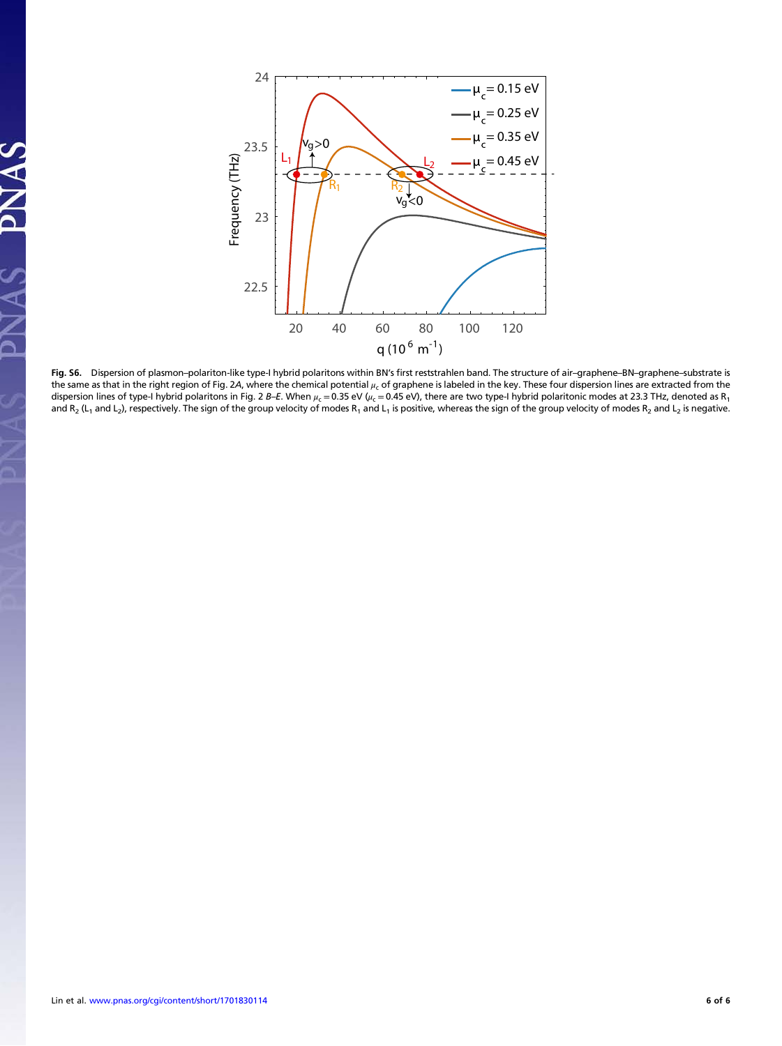24

23.5

23

22.5

Frequency (THz)

20 40 60 80 100 120

q ($10^6$ m$^{-1}$)

$\mu_c$ = 0.15 eV

$\mu_c$ = 0.25 eV

$\mu_c$ = 0.35 eV

$\mu_c$ = 0.45 eV

$L_1$

$v_g$>0

$R_1$

$L_2$

$R_2$

$v_g$<0

**Fig. S6.** Dispersion of plasmon–polariton-like type-I hybrid polaritons within BN's first reststrahlen band. The structure of air–graphene–BN–graphene–substrate is the same as that in the right region of Fig. 2*A*, where the chemical potential $\mu_c$ of graphene is labeled in the key. These four dispersion lines are extracted from the dispersion lines of type-I hybrid polaritons in Fig. 2 *B*–*E*. When $\mu_c = 0.35$ eV ($\mu_c = 0.45$ eV), there are two type-I hybrid polaritonic modes at 23.3 THz, denoted as $R_1$ and $R_2$ ($L_1$ and $L_2$), respectively. The sign of the group velocity of modes $R_1$ and $L_1$ is positive, whereas the sign of the group velocity of modes $R_2$ and $L_2$ is negative.